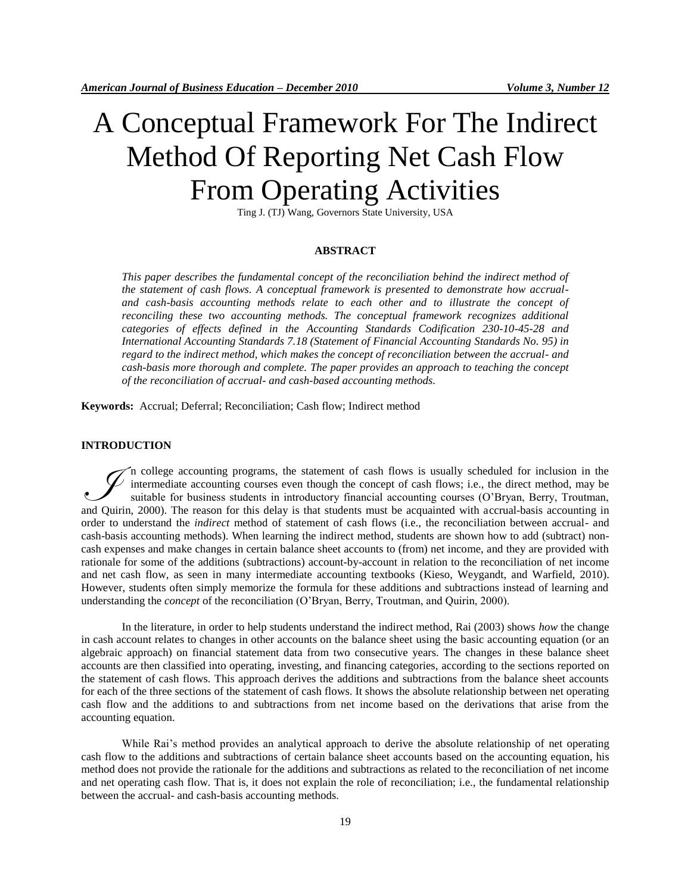# A Conceptual Framework For The Indirect Method Of Reporting Net Cash Flow From Operating Activities

Ting J. (TJ) Wang, Governors State University, USA

## ABSTRACT

*This paper describes the fundamental concept of the reconciliation behind the indirect method of the statement of cash flows. A conceptual framework is presented to demonstrate how accrual- and cash-basis accounting methods relate to each other and to illustrate the concept of reconciling these two accounting methods. The conceptual framework recognizes additional categories of effects defined in the Accounting Standards Codification 230-10-45-28 and International Accounting Standards 7.18 (Statement of Financial Accounting Standards No. 95) in regard to the indirect method, which makes the concept of reconciliation between the accrual- and cash-basis more thorough and complete. The paper provides an approach to teaching the concept of the reconciliation of accrual- and cash-based accounting methods.*

**Keywords:** Accrual; Deferral; Reconciliation; Cash flow; Indirect method

## INTRODUCTION

In college accounting programs, the statement of cash flows is usually scheduled for inclusion in the intermediate accounting courses even though the concept of cash flows; i.e., the direct method, may be suitable for business students in introductory financial accounting courses (O'Bryan, Berry, Troutman, and Quirin, 2000). The reason for this delay is that students must be acquainted with accrual-basis accounting in order to understand the *indirect* method of statement of cash flows (i.e., the reconciliation between accrual- and cash-basis accounting methods). When learning the indirect method, students are shown how to add (subtract) non-cash expenses and make changes in certain balance sheet accounts to (from) net income, and they are provided with rationale for some of the additions (subtractions) account-by-account in relation to the reconciliation of net income and net cash flow, as seen in many intermediate accounting textbooks (Kieso, Weygandt, and Warfield, 2010). However, students often simply memorize the formula for these additions and subtractions instead of learning and understanding the *concept* of the reconciliation (O'Bryan, Berry, Troutman, and Quirin, 2000).

In the literature, in order to help students understand the indirect method, Rai (2003) shows *how* the change in cash account relates to changes in other accounts on the balance sheet using the basic accounting equation (or an algebraic approach) on financial statement data from two consecutive years. The changes in these balance sheet accounts are then classified into operating, investing, and financing categories, according to the sections reported on the statement of cash flows. This approach derives the additions and subtractions from the balance sheet accounts for each of the three sections of the statement of cash flows. It shows the absolute relationship between net operating cash flow and the additions to and subtractions from net income based on the derivations that arise from the accounting equation.

While Rai's method provides an analytical approach to derive the absolute relationship of net operating cash flow to the additions and subtractions of certain balance sheet accounts based on the accounting equation, his method does not provide the rationale for the additions and subtractions as related to the reconciliation of net income and net operating cash flow. That is, it does not explain the role of reconciliation; i.e., the fundamental relationship between the accrual- and cash-basis accounting methods.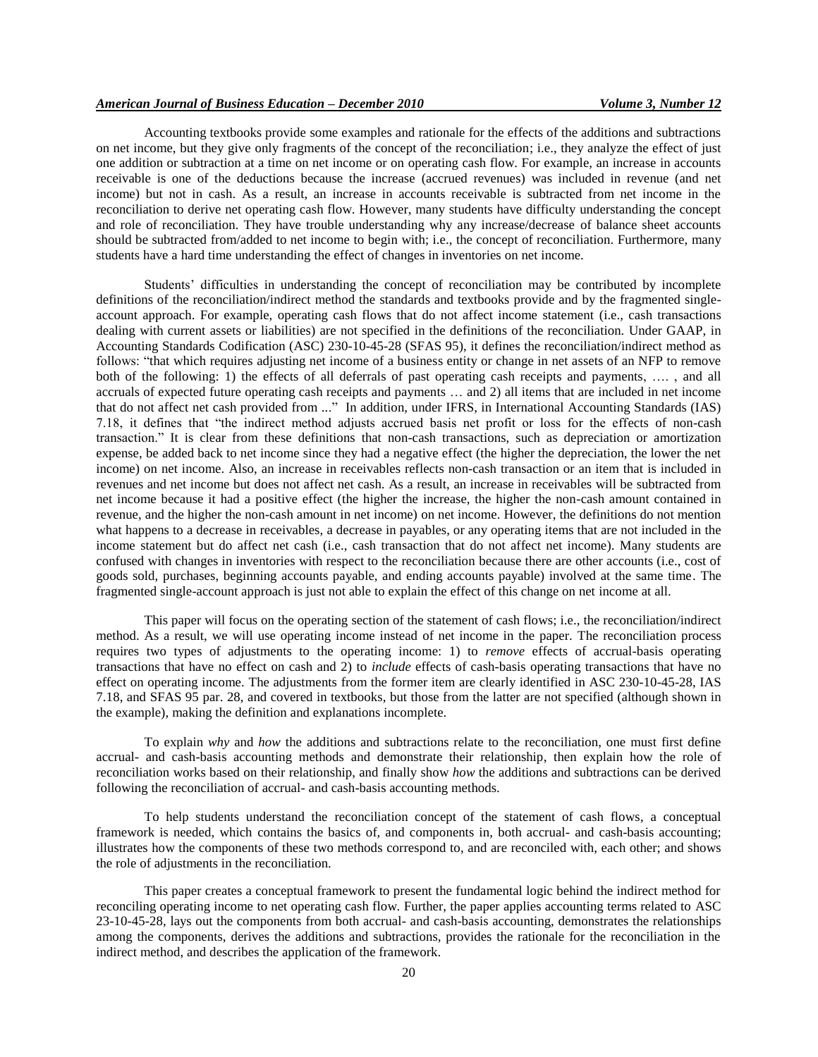Accounting textbooks provide some examples and rationale for the effects of the additions and subtractions on net income, but they give only fragments of the concept of the reconciliation; i.e., they analyze the effect of just one addition or subtraction at a time on net income or on operating cash flow. For example, an increase in accounts receivable is one of the deductions because the increase (accrued revenues) was included in revenue (and net income) but not in cash. As a result, an increase in accounts receivable is subtracted from net income in the reconciliation to derive net operating cash flow. However, many students have difficulty understanding the concept and role of reconciliation. They have trouble understanding why any increase/decrease of balance sheet accounts should be subtracted from/added to net income to begin with; i.e., the concept of reconciliation. Furthermore, many students have a hard time understanding the effect of changes in inventories on net income.

Students' difficulties in understanding the concept of reconciliation may be contributed by incomplete definitions of the reconciliation/indirect method the standards and textbooks provide and by the fragmented single-account approach. For example, operating cash flows that do not affect income statement (i.e., cash transactions dealing with current assets or liabilities) are not specified in the definitions of the reconciliation. Under GAAP, in Accounting Standards Codification (ASC) 230-10-45-28 (SFAS 95), it defines the reconciliation/indirect method as follows: "that which requires adjusting net income of a business entity or change in net assets of an NFP to remove both of the following: 1) the effects of all deferrals of past operating cash receipts and payments, …. , and all accruals of expected future operating cash receipts and payments … and 2) all items that are included in net income that do not affect net cash provided from ..." In addition, under IFRS, in International Accounting Standards (IAS) 7.18, it defines that "the indirect method adjusts accrued basis net profit or loss for the effects of non-cash transaction." It is clear from these definitions that non-cash transactions, such as depreciation or amortization expense, be added back to net income since they had a negative effect (the higher the depreciation, the lower the net income) on net income. Also, an increase in receivables reflects non-cash transaction or an item that is included in revenues and net income but does not affect net cash. As a result, an increase in receivables will be subtracted from net income because it had a positive effect (the higher the increase, the higher the non-cash amount contained in revenue, and the higher the non-cash amount in net income) on net income. However, the definitions do not mention what happens to a decrease in receivables, a decrease in payables, or any operating items that are not included in the income statement but do affect net cash (i.e., cash transaction that do not affect net income). Many students are confused with changes in inventories with respect to the reconciliation because there are other accounts (i.e., cost of goods sold, purchases, beginning accounts payable, and ending accounts payable) involved at the same time. The fragmented single-account approach is just not able to explain the effect of this change on net income at all.

This paper will focus on the operating section of the statement of cash flows; i.e., the reconciliation/indirect method. As a result, we will use operating income instead of net income in the paper. The reconciliation process requires two types of adjustments to the operating income: 1) to *remove* effects of accrual-basis operating transactions that have no effect on cash and 2) to *include* effects of cash-basis operating transactions that have no effect on operating income. The adjustments from the former item are clearly identified in ASC 230-10-45-28, IAS 7.18, and SFAS 95 par. 28, and covered in textbooks, but those from the latter are not specified (although shown in the example), making the definition and explanations incomplete.

To explain *why* and *how* the additions and subtractions relate to the reconciliation, one must first define accrual- and cash-basis accounting methods and demonstrate their relationship, then explain how the role of reconciliation works based on their relationship, and finally show *how* the additions and subtractions can be derived following the reconciliation of accrual- and cash-basis accounting methods.

To help students understand the reconciliation concept of the statement of cash flows, a conceptual framework is needed, which contains the basics of, and components in, both accrual- and cash-basis accounting; illustrates how the components of these two methods correspond to, and are reconciled with, each other; and shows the role of adjustments in the reconciliation.

This paper creates a conceptual framework to present the fundamental logic behind the indirect method for reconciling operating income to net operating cash flow. Further, the paper applies accounting terms related to ASC 23-10-45-28, lays out the components from both accrual- and cash-basis accounting, demonstrates the relationships among the components, derives the additions and subtractions, provides the rationale for the reconciliation in the indirect method, and describes the application of the framework.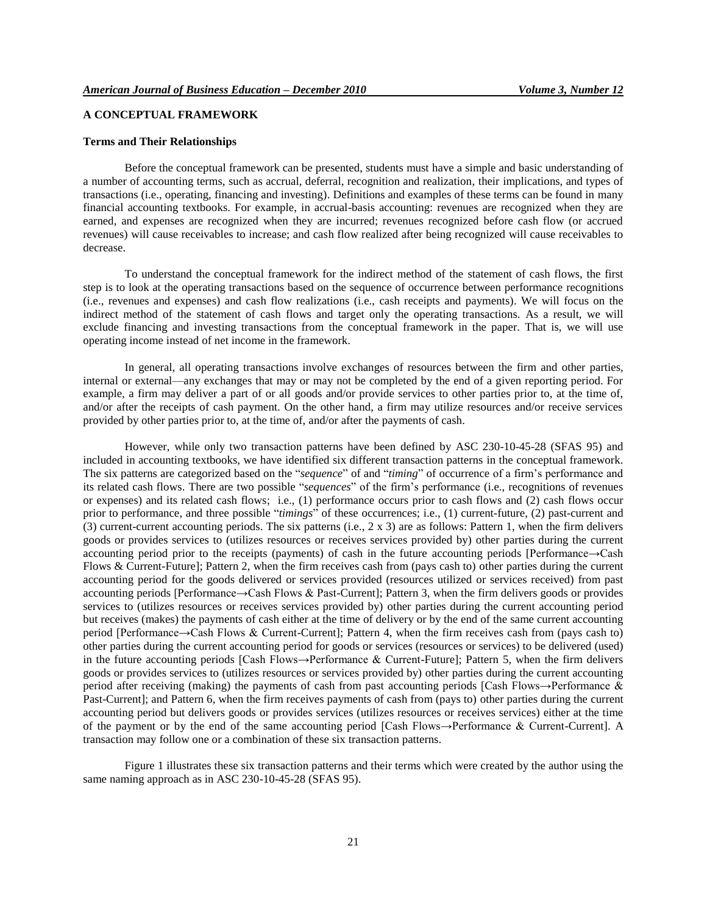## A CONCEPTUAL FRAMEWORK

### Terms and Their Relationships

Before the conceptual framework can be presented, students must have a simple and basic understanding of a number of accounting terms, such as accrual, deferral, recognition and realization, their implications, and types of transactions (i.e., operating, financing and investing). Definitions and examples of these terms can be found in many financial accounting textbooks. For example, in accrual-basis accounting: revenues are recognized when they are earned, and expenses are recognized when they are incurred; revenues recognized before cash flow (or accrued revenues) will cause receivables to increase; and cash flow realized after being recognized will cause receivables to decrease.

To understand the conceptual framework for the indirect method of the statement of cash flows, the first step is to look at the operating transactions based on the sequence of occurrence between performance recognitions (i.e., revenues and expenses) and cash flow realizations (i.e., cash receipts and payments). We will focus on the indirect method of the statement of cash flows and target only the operating transactions. As a result, we will exclude financing and investing transactions from the conceptual framework in the paper. That is, we will use operating income instead of net income in the framework.

In general, all operating transactions involve exchanges of resources between the firm and other parties, internal or external—any exchanges that may or may not be completed by the end of a given reporting period. For example, a firm may deliver a part of or all goods and/or provide services to other parties prior to, at the time of, and/or after the receipts of cash payment. On the other hand, a firm may utilize resources and/or receive services provided by other parties prior to, at the time of, and/or after the payments of cash.

However, while only two transaction patterns have been defined by ASC 230-10-45-28 (SFAS 95) and included in accounting textbooks, we have identified six different transaction patterns in the conceptual framework. The six patterns are categorized based on the "*sequence*" of and "*timing*" of occurrence of a firm's performance and its related cash flows. There are two possible "*sequences*" of the firm's performance (i.e., recognitions of revenues or expenses) and its related cash flows; i.e., (1) performance occurs prior to cash flows and (2) cash flows occur prior to performance, and three possible "*timings*" of these occurrences; i.e., (1) current-future, (2) past-current and (3) current-current accounting periods. The six patterns (i.e., 2 x 3) are as follows: Pattern 1, when the firm delivers goods or provides services to (utilizes resources or receives services provided by) other parties during the current accounting period prior to the receipts (payments) of cash in the future accounting periods [Performance→Cash Flows & Current-Future]; Pattern 2, when the firm receives cash from (pays cash to) other parties during the current accounting period for the goods delivered or services provided (resources utilized or services received) from past accounting periods [Performance→Cash Flows & Past-Current]; Pattern 3, when the firm delivers goods or provides services to (utilizes resources or receives services provided by) other parties during the current accounting period but receives (makes) the payments of cash either at the time of delivery or by the end of the same current accounting period [Performance→Cash Flows & Current-Current]; Pattern 4, when the firm receives cash from (pays cash to) other parties during the current accounting period for goods or services (resources or services) to be delivered (used) in the future accounting periods [Cash Flows→Performance & Current-Future]; Pattern 5, when the firm delivers goods or provides services to (utilizes resources or services provided by) other parties during the current accounting period after receiving (making) the payments of cash from past accounting periods [Cash Flows→Performance & Past-Current]; and Pattern 6, when the firm receives payments of cash from (pays to) other parties during the current accounting period but delivers goods or provides services (utilizes resources or receives services) either at the time of the payment or by the end of the same accounting period [Cash Flows→Performance & Current-Current]. A transaction may follow one or a combination of these six transaction patterns.

Figure 1 illustrates these six transaction patterns and their terms which were created by the author using the same naming approach as in ASC 230-10-45-28 (SFAS 95).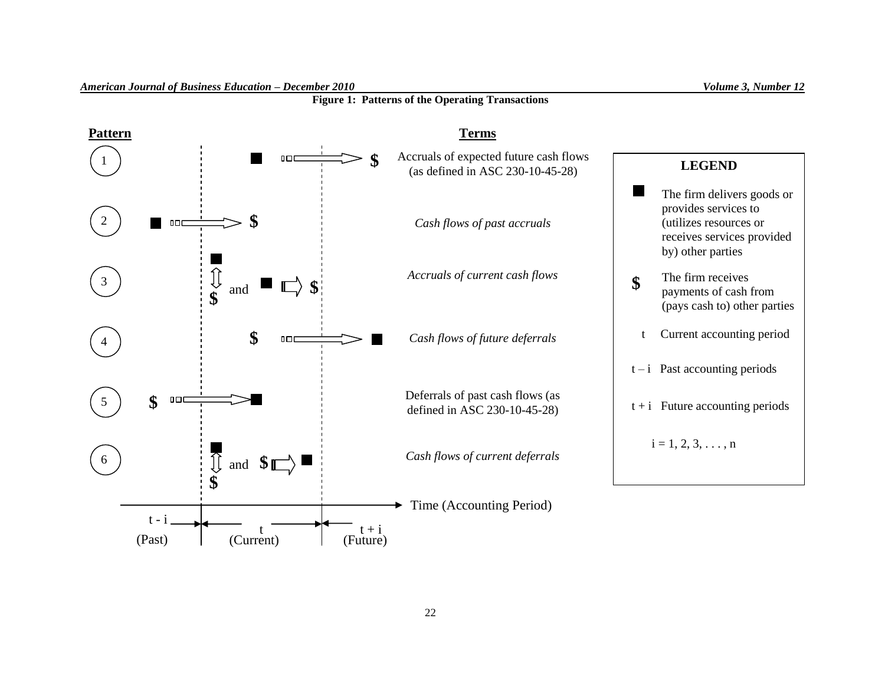**Figure 1: Patterns of the Operating Transactions**

| Pattern | Terms |
| --- | --- |
| 1 | Accruals of expected future cash flows (as defined in ASC 230-10-45-28) |
| 2 | *Cash flows of past accruals* |
| 3 | *Accruals of current cash flows* |
| 4 | *Cash flows of future deferrals* |
| 5 | Deferrals of past cash flows (as defined in ASC 230-10-45-28) |
| 6 | *Cash flows of current deferrals* |

Time (Accounting Period)

t - i (Past) | t (Current) | t + i (Future)

**LEGEND**

- ■ The firm delivers goods or provides services to (utilizes resources or receives services provided by) other parties
- **$** The firm receives payments of cash from (pays cash to) other parties
- t Current accounting period
- t – i Past accounting periods
- t + i Future accounting periods

i = 1, 2, 3, . . . , n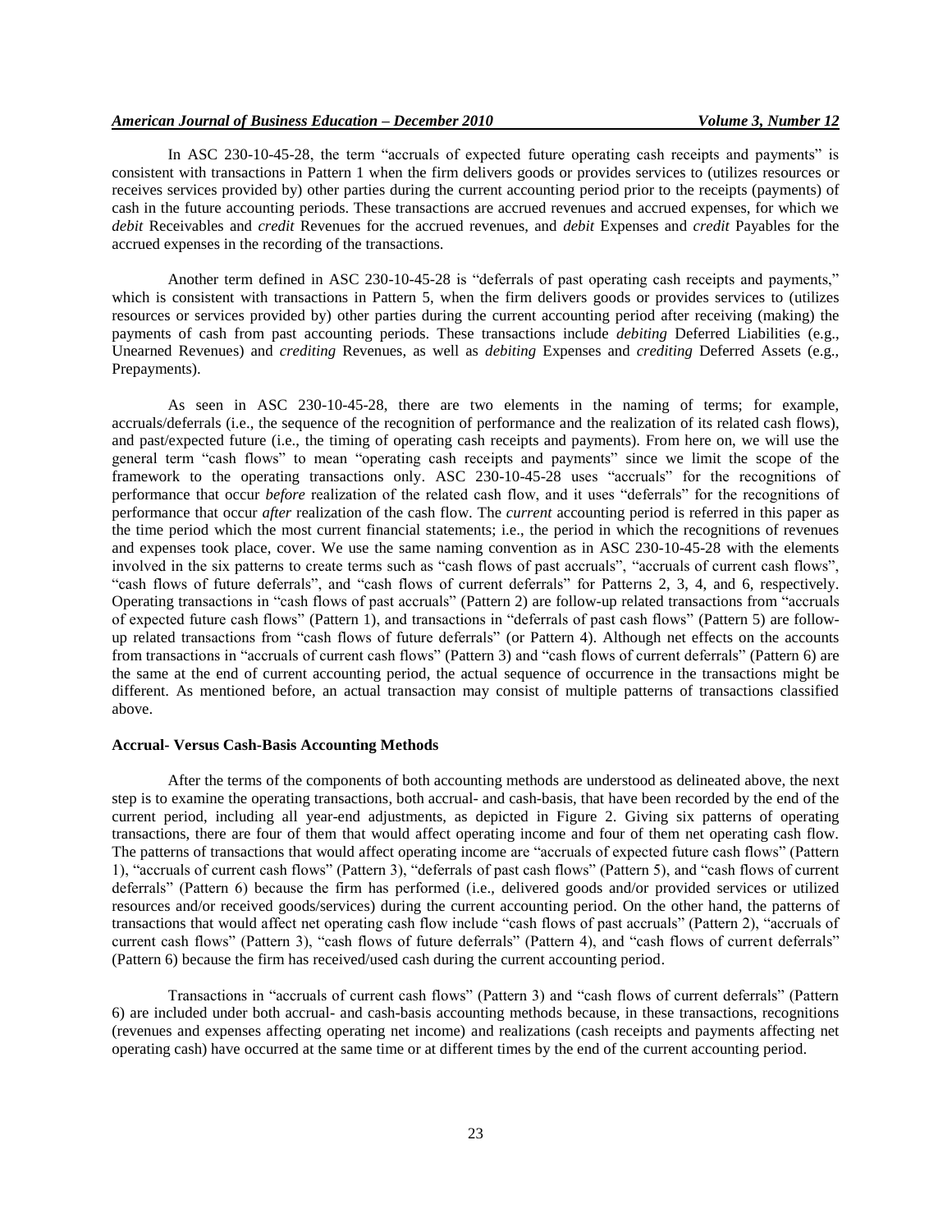In ASC 230-10-45-28, the term "accruals of expected future operating cash receipts and payments" is consistent with transactions in Pattern 1 when the firm delivers goods or provides services to (utilizes resources or receives services provided by) other parties during the current accounting period prior to the receipts (payments) of cash in the future accounting periods. These transactions are accrued revenues and accrued expenses, for which we *debit* Receivables and *credit* Revenues for the accrued revenues, and *debit* Expenses and *credit* Payables for the accrued expenses in the recording of the transactions.

Another term defined in ASC 230-10-45-28 is "deferrals of past operating cash receipts and payments," which is consistent with transactions in Pattern 5, when the firm delivers goods or provides services to (utilizes resources or services provided by) other parties during the current accounting period after receiving (making) the payments of cash from past accounting periods. These transactions include *debiting* Deferred Liabilities (e.g., Unearned Revenues) and *crediting* Revenues, as well as *debiting* Expenses and *crediting* Deferred Assets (e.g., Prepayments).

As seen in ASC 230-10-45-28, there are two elements in the naming of terms; for example, accruals/deferrals (i.e., the sequence of the recognition of performance and the realization of its related cash flows), and past/expected future (i.e., the timing of operating cash receipts and payments). From here on, we will use the general term "cash flows" to mean "operating cash receipts and payments" since we limit the scope of the framework to the operating transactions only. ASC 230-10-45-28 uses "accruals" for the recognitions of performance that occur *before* realization of the related cash flow, and it uses "deferrals" for the recognitions of performance that occur *after* realization of the cash flow. The *current* accounting period is referred in this paper as the time period which the most current financial statements; i.e., the period in which the recognitions of revenues and expenses took place, cover. We use the same naming convention as in ASC 230-10-45-28 with the elements involved in the six patterns to create terms such as "cash flows of past accruals", "accruals of current cash flows", "cash flows of future deferrals", and "cash flows of current deferrals" for Patterns 2, 3, 4, and 6, respectively. Operating transactions in "cash flows of past accruals" (Pattern 2) are follow-up related transactions from "accruals of expected future cash flows" (Pattern 1), and transactions in "deferrals of past cash flows" (Pattern 5) are follow-up related transactions from "cash flows of future deferrals" (or Pattern 4). Although net effects on the accounts from transactions in "accruals of current cash flows" (Pattern 3) and "cash flows of current deferrals" (Pattern 6) are the same at the end of current accounting period, the actual sequence of occurrence in the transactions might be different. As mentioned before, an actual transaction may consist of multiple patterns of transactions classified above.

**Accrual- Versus Cash-Basis Accounting Methods**

After the terms of the components of both accounting methods are understood as delineated above, the next step is to examine the operating transactions, both accrual- and cash-basis, that have been recorded by the end of the current period, including all year-end adjustments, as depicted in Figure 2. Giving six patterns of operating transactions, there are four of them that would affect operating income and four of them net operating cash flow. The patterns of transactions that would affect operating income are "accruals of expected future cash flows" (Pattern 1), "accruals of current cash flows" (Pattern 3), "deferrals of past cash flows" (Pattern 5), and "cash flows of current deferrals" (Pattern 6) because the firm has performed (i.e., delivered goods and/or provided services or utilized resources and/or received goods/services) during the current accounting period. On the other hand, the patterns of transactions that would affect net operating cash flow include "cash flows of past accruals" (Pattern 2), "accruals of current cash flows" (Pattern 3), "cash flows of future deferrals" (Pattern 4), and "cash flows of current deferrals" (Pattern 6) because the firm has received/used cash during the current accounting period.

Transactions in "accruals of current cash flows" (Pattern 3) and "cash flows of current deferrals" (Pattern 6) are included under both accrual- and cash-basis accounting methods because, in these transactions, recognitions (revenues and expenses affecting operating net income) and realizations (cash receipts and payments affecting net operating cash) have occurred at the same time or at different times by the end of the current accounting period.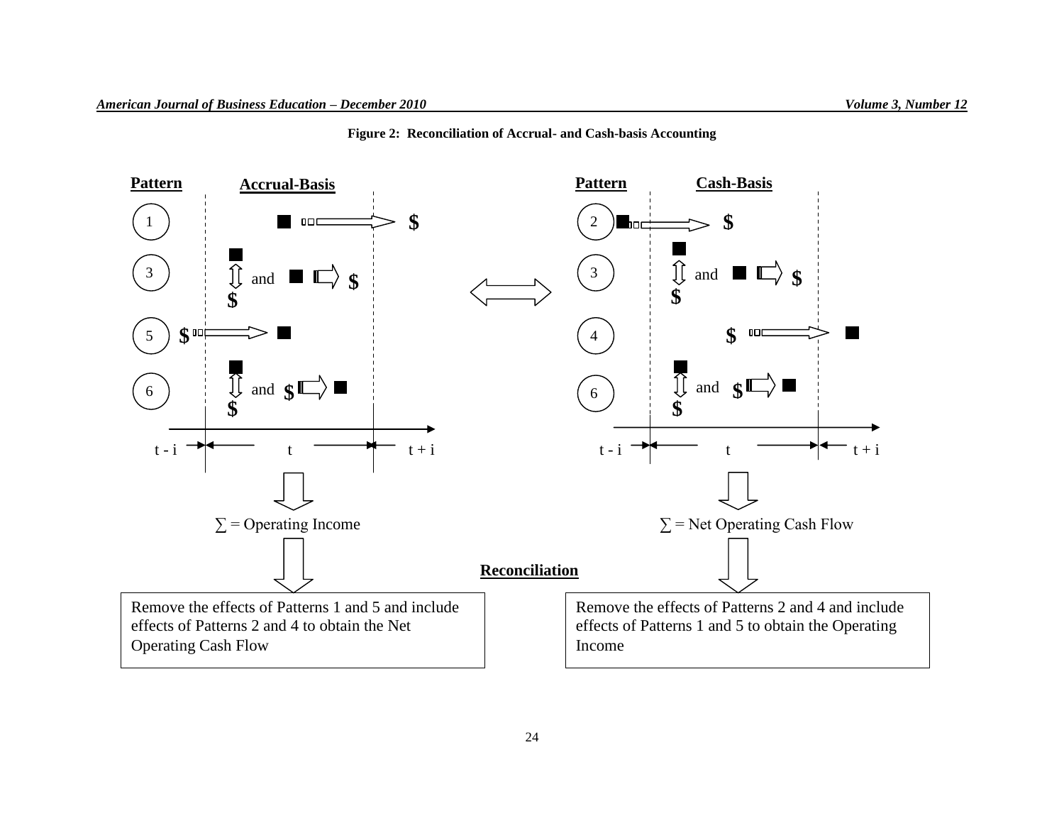**Figure 2: Reconciliation of Accrual- and Cash-basis Accounting**

| Pattern | Accrual-Basis |
|---|---|
| 1 | ■ ⇒ $ |
| 3 | ■ ⇕ $ and ■ ⇒ $ |
| 5 | $ ⇒ ■ |
| 6 | ■ ⇕ $ and $ ⇒ ■ |

t - i | t | t + i

∑ = Operating Income

| Pattern | Cash-Basis |
|---|---|
| 2 | ■ ⇒ $ |
| 3 | ■ ⇕ $ and ■ ⇒ $ |
| 4 | $ ⇒ ■ |
| 6 | ■ ⇕ $ and $ ⇒ ■ |

t - i | t | t + i

∑ = Net Operating Cash Flow

**Reconciliation**

Remove the effects of Patterns 1 and 5 and include effects of Patterns 2 and 4 to obtain the Net Operating Cash Flow

Remove the effects of Patterns 2 and 4 and include effects of Patterns 1 and 5 to obtain the Operating Income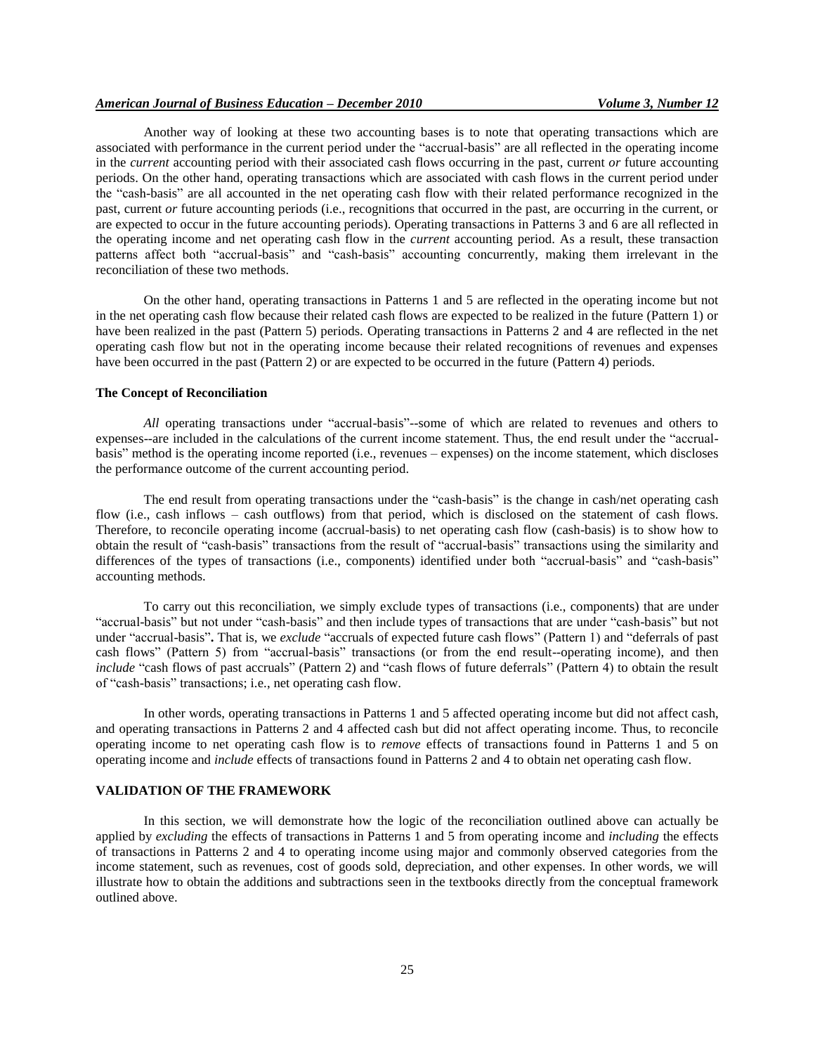Another way of looking at these two accounting bases is to note that operating transactions which are associated with performance in the current period under the "accrual-basis" are all reflected in the operating income in the *current* accounting period with their associated cash flows occurring in the past, current *or* future accounting periods. On the other hand, operating transactions which are associated with cash flows in the current period under the "cash-basis" are all accounted in the net operating cash flow with their related performance recognized in the past, current *or* future accounting periods (i.e., recognitions that occurred in the past, are occurring in the current, or are expected to occur in the future accounting periods). Operating transactions in Patterns 3 and 6 are all reflected in the operating income and net operating cash flow in the *current* accounting period. As a result, these transaction patterns affect both "accrual-basis" and "cash-basis" accounting concurrently, making them irrelevant in the reconciliation of these two methods.

On the other hand, operating transactions in Patterns 1 and 5 are reflected in the operating income but not in the net operating cash flow because their related cash flows are expected to be realized in the future (Pattern 1) or have been realized in the past (Pattern 5) periods. Operating transactions in Patterns 2 and 4 are reflected in the net operating cash flow but not in the operating income because their related recognitions of revenues and expenses have been occurred in the past (Pattern 2) or are expected to be occurred in the future (Pattern 4) periods.

### The Concept of Reconciliation

*All* operating transactions under "accrual-basis"--some of which are related to revenues and others to expenses--are included in the calculations of the current income statement. Thus, the end result under the "accrual-basis" method is the operating income reported (i.e., revenues – expenses) on the income statement, which discloses the performance outcome of the current accounting period.

The end result from operating transactions under the "cash-basis" is the change in cash/net operating cash flow (i.e., cash inflows – cash outflows) from that period, which is disclosed on the statement of cash flows. Therefore, to reconcile operating income (accrual-basis) to net operating cash flow (cash-basis) is to show how to obtain the result of "cash-basis" transactions from the result of "accrual-basis" transactions using the similarity and differences of the types of transactions (i.e., components) identified under both "accrual-basis" and "cash-basis" accounting methods.

To carry out this reconciliation, we simply exclude types of transactions (i.e., components) that are under "accrual-basis" but not under "cash-basis" and then include types of transactions that are under "cash-basis" but not under "accrual-basis"**.** That is, we *exclude* "accruals of expected future cash flows" (Pattern 1) and "deferrals of past cash flows" (Pattern 5) from "accrual-basis" transactions (or from the end result--operating income), and then *include* "cash flows of past accruals" (Pattern 2) and "cash flows of future deferrals" (Pattern 4) to obtain the result of "cash-basis" transactions; i.e., net operating cash flow.

In other words, operating transactions in Patterns 1 and 5 affected operating income but did not affect cash, and operating transactions in Patterns 2 and 4 affected cash but did not affect operating income. Thus, to reconcile operating income to net operating cash flow is to *remove* effects of transactions found in Patterns 1 and 5 on operating income and *include* effects of transactions found in Patterns 2 and 4 to obtain net operating cash flow.

## VALIDATION OF THE FRAMEWORK

In this section, we will demonstrate how the logic of the reconciliation outlined above can actually be applied by *excluding* the effects of transactions in Patterns 1 and 5 from operating income and *including* the effects of transactions in Patterns 2 and 4 to operating income using major and commonly observed categories from the income statement, such as revenues, cost of goods sold, depreciation, and other expenses. In other words, we will illustrate how to obtain the additions and subtractions seen in the textbooks directly from the conceptual framework outlined above.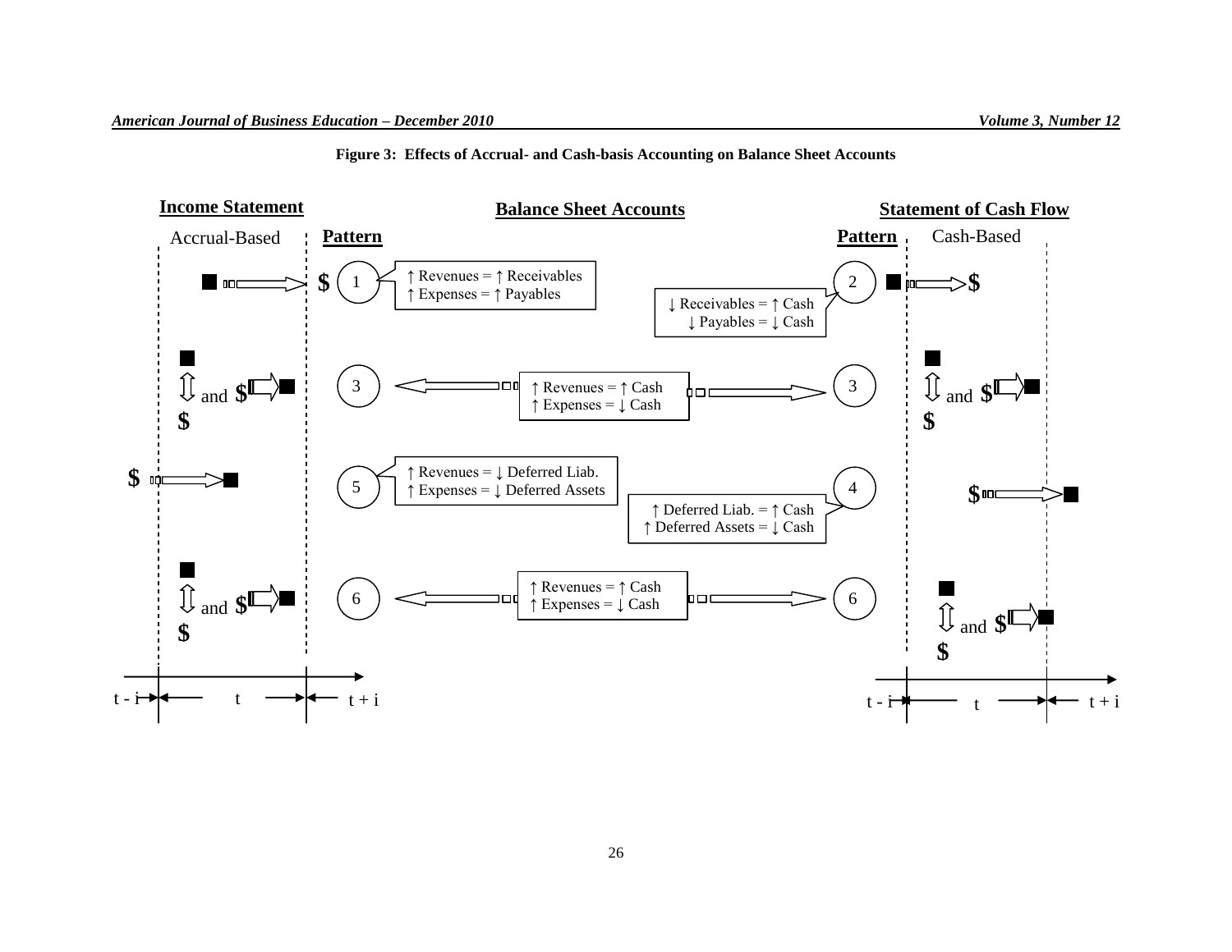**Figure 3: Effects of Accrual- and Cash-basis Accounting on Balance Sheet Accounts**

**Income Statement** — Accrual-Based

**Balance Sheet Accounts**

**Statement of Cash Flow** — Cash-Based

**Pattern**

1: ↑ Revenues = ↑ Receivables
↑ Expenses = ↑ Payables

2: ↓ Receivables = ↑ Cash
↓ Payables = ↓ Cash

3: ↑ Revenues = ↑ Cash
↑ Expenses = ↓ Cash

5: ↑ Revenues = ↓ Deferred Liab.
↑ Expenses = ↓ Deferred Assets

4: ↑ Deferred Liab. = ↑ Cash
↑ Deferred Assets = ↓ Cash

6: ↑ Revenues = ↑ Cash
↑ Expenses = ↓ Cash

t - i | t | t + i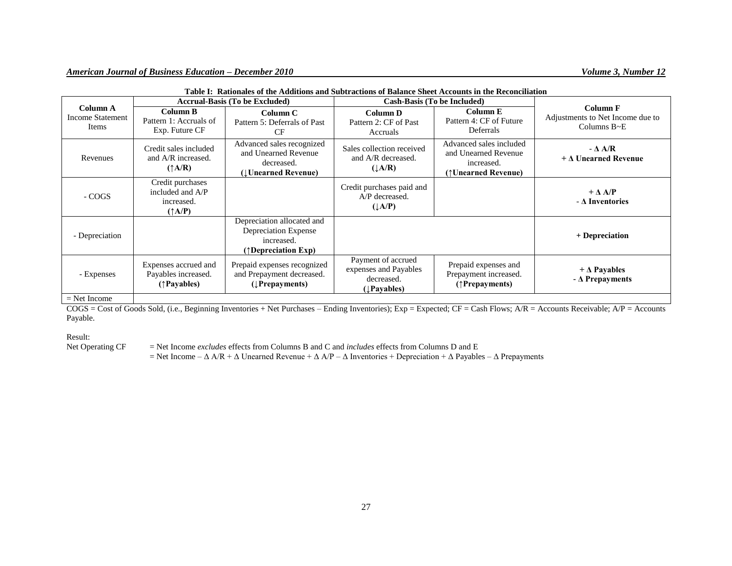**Table I: Rationales of the Additions and Subtractions of Balance Sheet Accounts in the Reconciliation**

| Column A Income Statement Items | Accrual-Basis (To be Excluded) | | Cash-Basis (To be Included) | | Column F Adjustments to Net Income due to Columns B~E |
|---|---|---|---|---|---|
| | **Column B** Pattern 1: Accruals of Exp. Future CF | **Column C** Pattern 5: Deferrals of Past CF | **Column D** Pattern 2: CF of Past Accruals | **Column E** Pattern 4: CF of Future Deferrals | |
| Revenues | Credit sales included and A/R increased. **(↑A/R)** | Advanced sales recognized and Unearned Revenue decreased. **(↓Unearned Revenue)** | Sales collection received and A/R decreased. **(↓A/R)** | Advanced sales included and Unearned Revenue increased. **(↑Unearned Revenue)** | **- Δ A/R** **+ Δ Unearned Revenue** |
| - COGS | Credit purchases included and A/P increased. **(↑A/P)** | | Credit purchases paid and A/P decreased. **(↓A/P)** | | **+ Δ A/P** **- Δ Inventories** |
| - Depreciation | | Depreciation allocated and Depreciation Expense increased. **(↑Depreciation Exp)** | | | **+ Depreciation** |
| - Expenses | Expenses accrued and Payables increased. **(↑Payables)** | Prepaid expenses recognized and Prepayment decreased. **(↓Prepayments)** | Payment of accrued expenses and Payables decreased. **(↓Payables)** | Prepaid expenses and Prepayment increased. **(↑Prepayments)** | **+ Δ Payables** **- Δ Prepayments** |
| = Net Income | | | | | |

COGS = Cost of Goods Sold, (i.e., Beginning Inventories + Net Purchases – Ending Inventories); Exp = Expected; CF = Cash Flows; A/R = Accounts Receivable; A/P = Accounts Payable.

Result:

Net Operating CF = Net Income *excludes* effects from Columns B and C and *includes* effects from Columns D and E

= Net Income – Δ A/R + Δ Unearned Revenue + Δ A/P – Δ Inventories + Depreciation + Δ Payables – Δ Prepayments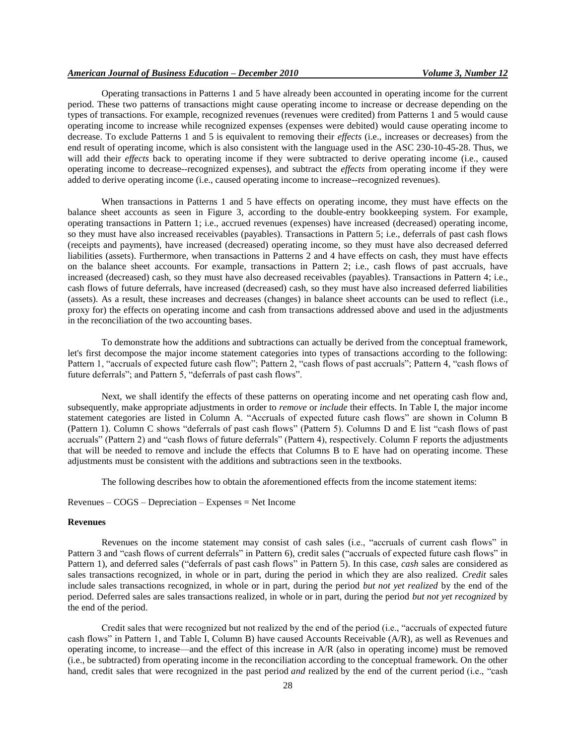Operating transactions in Patterns 1 and 5 have already been accounted in operating income for the current period. These two patterns of transactions might cause operating income to increase or decrease depending on the types of transactions. For example, recognized revenues (revenues were credited) from Patterns 1 and 5 would cause operating income to increase while recognized expenses (expenses were debited) would cause operating income to decrease. To exclude Patterns 1 and 5 is equivalent to removing their *effects* (i.e., increases or decreases) from the end result of operating income, which is also consistent with the language used in the ASC 230-10-45-28. Thus, we will add their *effects* back to operating income if they were subtracted to derive operating income (i.e., caused operating income to decrease--recognized expenses), and subtract the *effects* from operating income if they were added to derive operating income (i.e., caused operating income to increase--recognized revenues).

When transactions in Patterns 1 and 5 have effects on operating income, they must have effects on the balance sheet accounts as seen in Figure 3, according to the double-entry bookkeeping system. For example, operating transactions in Pattern 1; i.e., accrued revenues (expenses) have increased (decreased) operating income, so they must have also increased receivables (payables). Transactions in Pattern 5; i.e., deferrals of past cash flows (receipts and payments), have increased (decreased) operating income, so they must have also decreased deferred liabilities (assets). Furthermore, when transactions in Patterns 2 and 4 have effects on cash, they must have effects on the balance sheet accounts. For example, transactions in Pattern 2; i.e., cash flows of past accruals, have increased (decreased) cash, so they must have also decreased receivables (payables). Transactions in Pattern 4; i.e., cash flows of future deferrals, have increased (decreased) cash, so they must have also increased deferred liabilities (assets). As a result, these increases and decreases (changes) in balance sheet accounts can be used to reflect (i.e., proxy for) the effects on operating income and cash from transactions addressed above and used in the adjustments in the reconciliation of the two accounting bases.

To demonstrate how the additions and subtractions can actually be derived from the conceptual framework, let's first decompose the major income statement categories into types of transactions according to the following: Pattern 1, "accruals of expected future cash flow"; Pattern 2, "cash flows of past accruals"; Pattern 4, "cash flows of future deferrals"; and Pattern 5, "deferrals of past cash flows".

Next, we shall identify the effects of these patterns on operating income and net operating cash flow and, subsequently, make appropriate adjustments in order to *remove* or *include* their effects. In Table I, the major income statement categories are listed in Column A. "Accruals of expected future cash flows" are shown in Column B (Pattern 1). Column C shows "deferrals of past cash flows" (Pattern 5). Columns D and E list "cash flows of past accruals" (Pattern 2) and "cash flows of future deferrals" (Pattern 4), respectively. Column F reports the adjustments that will be needed to remove and include the effects that Columns B to E have had on operating income. These adjustments must be consistent with the additions and subtractions seen in the textbooks.

The following describes how to obtain the aforementioned effects from the income statement items:

Revenues – COGS – Depreciation – Expenses = Net Income

**Revenues**

Revenues on the income statement may consist of cash sales (i.e., "accruals of current cash flows" in Pattern 3 and "cash flows of current deferrals" in Pattern 6), credit sales ("accruals of expected future cash flows" in Pattern 1), and deferred sales ("deferrals of past cash flows" in Pattern 5). In this case, *cash* sales are considered as sales transactions recognized, in whole or in part, during the period in which they are also realized. *Credit* sales include sales transactions recognized, in whole or in part, during the period *but not yet realized* by the end of the period. Deferred sales are sales transactions realized, in whole or in part, during the period *but not yet recognized* by the end of the period.

Credit sales that were recognized but not realized by the end of the period (i.e., "accruals of expected future cash flows" in Pattern 1, and Table I, Column B) have caused Accounts Receivable (A/R), as well as Revenues and operating income, to increase—and the effect of this increase in A/R (also in operating income) must be removed (i.e., be subtracted) from operating income in the reconciliation according to the conceptual framework. On the other hand, credit sales that were recognized in the past period *and* realized by the end of the current period (i.e., "cash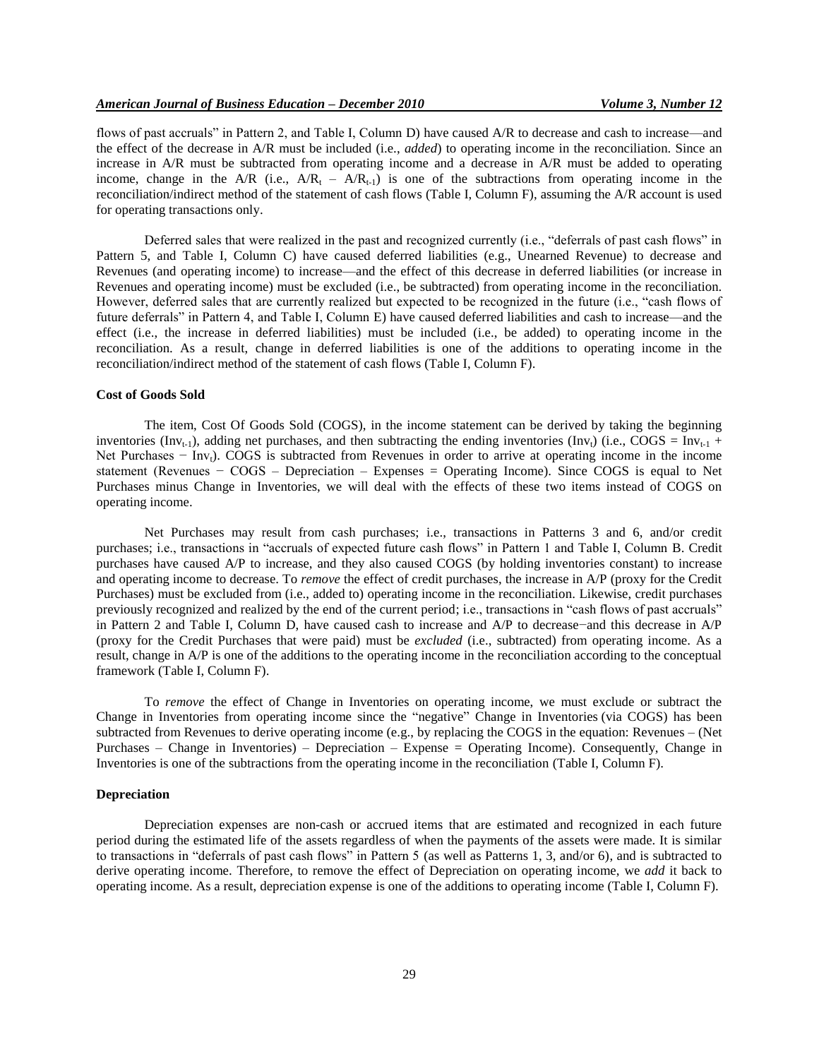flows of past accruals" in Pattern 2, and Table I, Column D) have caused A/R to decrease and cash to increase—and the effect of the decrease in A/R must be included (i.e., *added*) to operating income in the reconciliation. Since an increase in A/R must be subtracted from operating income and a decrease in A/R must be added to operating income, change in the A/R (i.e., $A/R_t - A/R_{t-1}$) is one of the subtractions from operating income in the reconciliation/indirect method of the statement of cash flows (Table I, Column F), assuming the A/R account is used for operating transactions only.

Deferred sales that were realized in the past and recognized currently (i.e., "deferrals of past cash flows" in Pattern 5, and Table I, Column C) have caused deferred liabilities (e.g., Unearned Revenue) to decrease and Revenues (and operating income) to increase—and the effect of this decrease in deferred liabilities (or increase in Revenues and operating income) must be excluded (i.e., be subtracted) from operating income in the reconciliation. However, deferred sales that are currently realized but expected to be recognized in the future (i.e., "cash flows of future deferrals" in Pattern 4, and Table I, Column E) have caused deferred liabilities and cash to increase—and the effect (i.e., the increase in deferred liabilities) must be included (i.e., be added) to operating income in the reconciliation. As a result, change in deferred liabilities is one of the additions to operating income in the reconciliation/indirect method of the statement of cash flows (Table I, Column F).

**Cost of Goods Sold**

The item, Cost Of Goods Sold (COGS), in the income statement can be derived by taking the beginning inventories ($Inv_{t-1}$), adding net purchases, and then subtracting the ending inventories ($Inv_t$) (i.e., $COGS = Inv_{t-1} + \text{Net Purchases} - Inv_t$). COGS is subtracted from Revenues in order to arrive at operating income in the income statement (Revenues − COGS – Depreciation – Expenses = Operating Income). Since COGS is equal to Net Purchases minus Change in Inventories, we will deal with the effects of these two items instead of COGS on operating income.

Net Purchases may result from cash purchases; i.e., transactions in Patterns 3 and 6, and/or credit purchases; i.e., transactions in "accruals of expected future cash flows" in Pattern 1 and Table I, Column B. Credit purchases have caused A/P to increase, and they also caused COGS (by holding inventories constant) to increase and operating income to decrease. To *remove* the effect of credit purchases, the increase in A/P (proxy for the Credit Purchases) must be excluded from (i.e., added to) operating income in the reconciliation. Likewise, credit purchases previously recognized and realized by the end of the current period; i.e., transactions in "cash flows of past accruals" in Pattern 2 and Table I, Column D, have caused cash to increase and A/P to decrease−and this decrease in A/P (proxy for the Credit Purchases that were paid) must be *excluded* (i.e., subtracted) from operating income. As a result, change in A/P is one of the additions to the operating income in the reconciliation according to the conceptual framework (Table I, Column F).

To *remove* the effect of Change in Inventories on operating income, we must exclude or subtract the Change in Inventories from operating income since the "negative" Change in Inventories (via COGS) has been subtracted from Revenues to derive operating income (e.g., by replacing the COGS in the equation: Revenues – (Net Purchases – Change in Inventories) – Depreciation – Expense = Operating Income). Consequently, Change in Inventories is one of the subtractions from the operating income in the reconciliation (Table I, Column F).

**Depreciation**

Depreciation expenses are non-cash or accrued items that are estimated and recognized in each future period during the estimated life of the assets regardless of when the payments of the assets were made. It is similar to transactions in "deferrals of past cash flows" in Pattern 5 (as well as Patterns 1, 3, and/or 6), and is subtracted to derive operating income. Therefore, to remove the effect of Depreciation on operating income, we *add* it back to operating income. As a result, depreciation expense is one of the additions to operating income (Table I, Column F).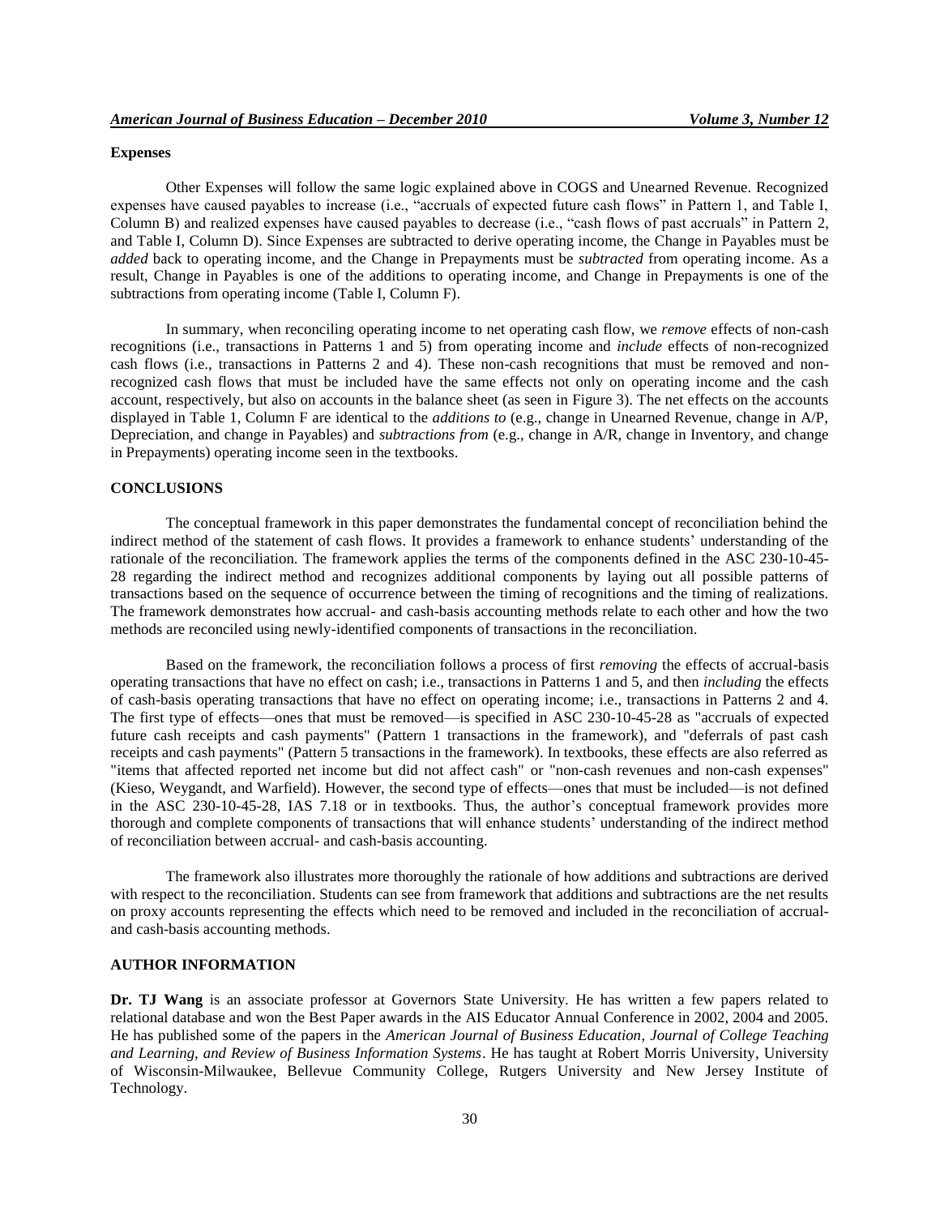**Expenses**

Other Expenses will follow the same logic explained above in COGS and Unearned Revenue. Recognized expenses have caused payables to increase (i.e., "accruals of expected future cash flows" in Pattern 1, and Table I, Column B) and realized expenses have caused payables to decrease (i.e., "cash flows of past accruals" in Pattern 2, and Table I, Column D). Since Expenses are subtracted to derive operating income, the Change in Payables must be *added* back to operating income, and the Change in Prepayments must be *subtracted* from operating income. As a result, Change in Payables is one of the additions to operating income, and Change in Prepayments is one of the subtractions from operating income (Table I, Column F).

In summary, when reconciling operating income to net operating cash flow, we *remove* effects of non-cash recognitions (i.e., transactions in Patterns 1 and 5) from operating income and *include* effects of non-recognized cash flows (i.e., transactions in Patterns 2 and 4). These non-cash recognitions that must be removed and non-recognized cash flows that must be included have the same effects not only on operating income and the cash account, respectively, but also on accounts in the balance sheet (as seen in Figure 3). The net effects on the accounts displayed in Table 1, Column F are identical to the *additions to* (e.g., change in Unearned Revenue, change in A/P, Depreciation, and change in Payables) and *subtractions from* (e.g., change in A/R, change in Inventory, and change in Prepayments) operating income seen in the textbooks.

**CONCLUSIONS**

The conceptual framework in this paper demonstrates the fundamental concept of reconciliation behind the indirect method of the statement of cash flows. It provides a framework to enhance students' understanding of the rationale of the reconciliation. The framework applies the terms of the components defined in the ASC 230-10-45-28 regarding the indirect method and recognizes additional components by laying out all possible patterns of transactions based on the sequence of occurrence between the timing of recognitions and the timing of realizations. The framework demonstrates how accrual- and cash-basis accounting methods relate to each other and how the two methods are reconciled using newly-identified components of transactions in the reconciliation.

Based on the framework, the reconciliation follows a process of first *removing* the effects of accrual-basis operating transactions that have no effect on cash; i.e., transactions in Patterns 1 and 5, and then *including* the effects of cash-basis operating transactions that have no effect on operating income; i.e., transactions in Patterns 2 and 4. The first type of effects—ones that must be removed—is specified in ASC 230-10-45-28 as "accruals of expected future cash receipts and cash payments" (Pattern 1 transactions in the framework), and "deferrals of past cash receipts and cash payments" (Pattern 5 transactions in the framework). In textbooks, these effects are also referred as "items that affected reported net income but did not affect cash" or "non-cash revenues and non-cash expenses" (Kieso, Weygandt, and Warfield). However, the second type of effects—ones that must be included—is not defined in the ASC 230-10-45-28, IAS 7.18 or in textbooks. Thus, the author's conceptual framework provides more thorough and complete components of transactions that will enhance students' understanding of the indirect method of reconciliation between accrual- and cash-basis accounting.

The framework also illustrates more thoroughly the rationale of how additions and subtractions are derived with respect to the reconciliation. Students can see from framework that additions and subtractions are the net results on proxy accounts representing the effects which need to be removed and included in the reconciliation of accrual- and cash-basis accounting methods.

**AUTHOR INFORMATION**

**Dr. TJ Wang** is an associate professor at Governors State University. He has written a few papers related to relational database and won the Best Paper awards in the AIS Educator Annual Conference in 2002, 2004 and 2005. He has published some of the papers in the *American Journal of Business Education*, *Journal of College Teaching and Learning, and Review of Business Information Systems*. He has taught at Robert Morris University, University of Wisconsin-Milwaukee, Bellevue Community College, Rutgers University and New Jersey Institute of Technology.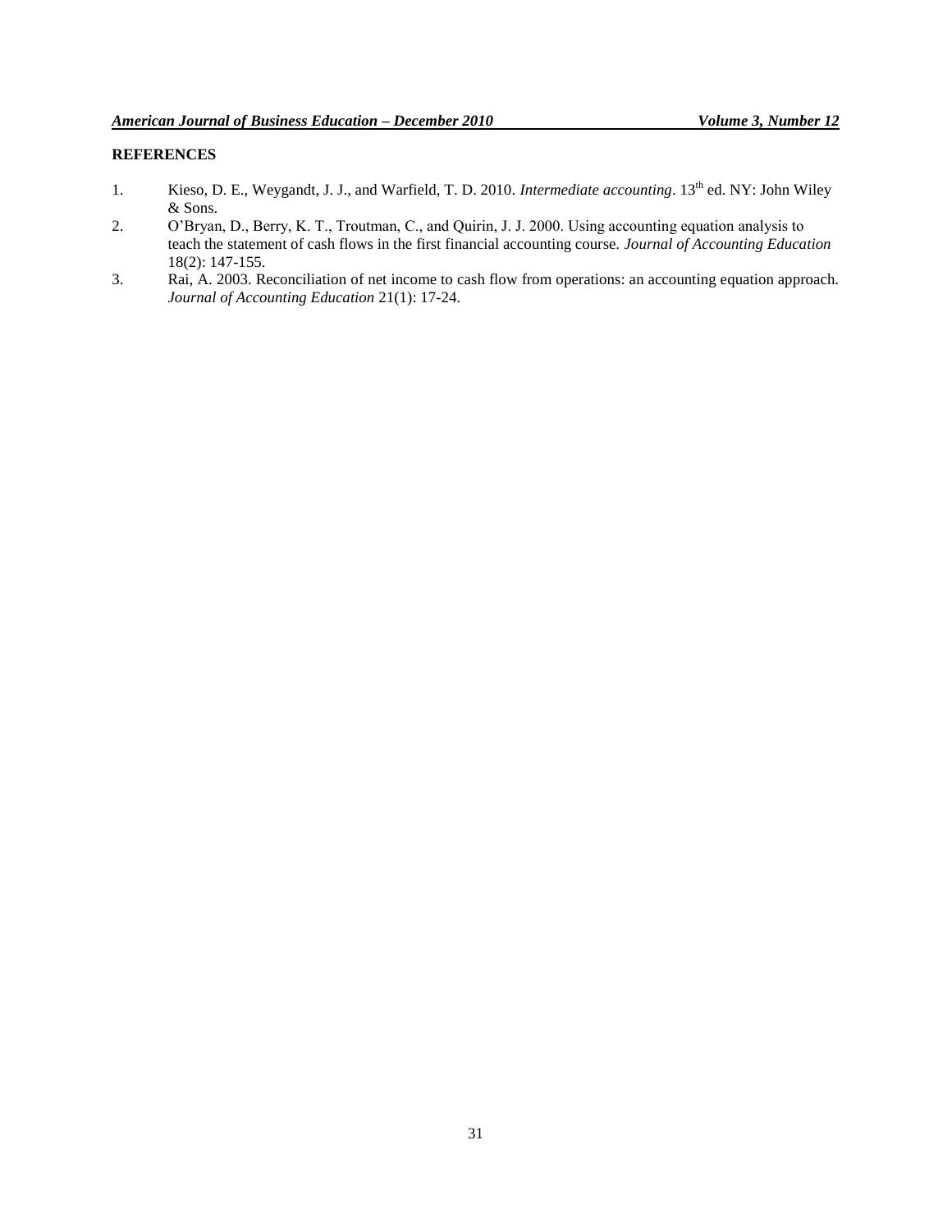**REFERENCES**

1. Kieso, D. E., Weygandt, J. J., and Warfield, T. D. 2010. *Intermediate accounting*. 13th ed. NY: John Wiley & Sons.
2. O'Bryan, D., Berry, K. T., Troutman, C., and Quirin, J. J. 2000. Using accounting equation analysis to teach the statement of cash flows in the first financial accounting course. *Journal of Accounting Education* 18(2): 147-155.
3. Rai, A. 2003. Reconciliation of net income to cash flow from operations: an accounting equation approach. *Journal of Accounting Education* 21(1): 17-24.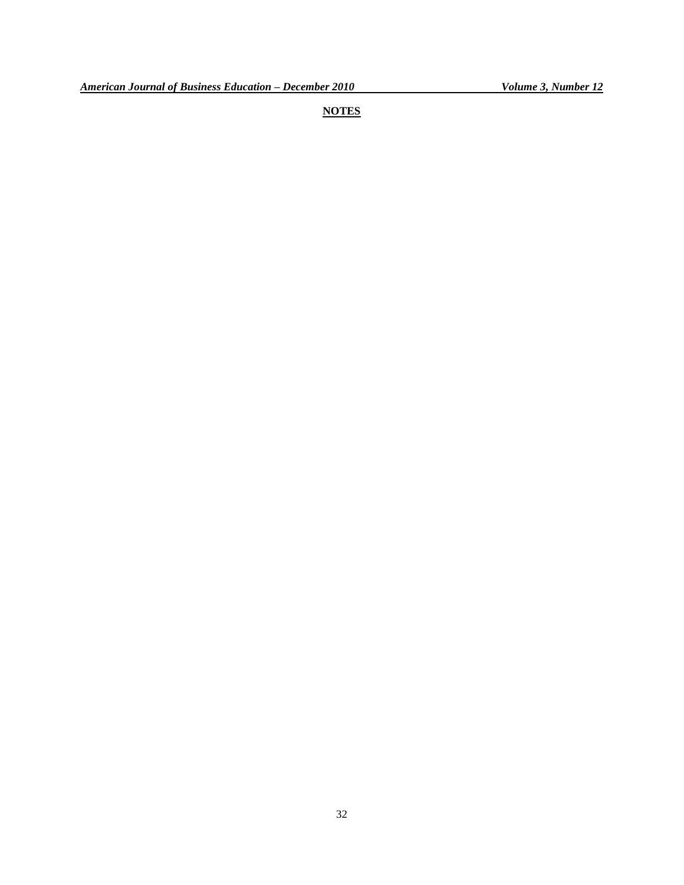**NOTES**